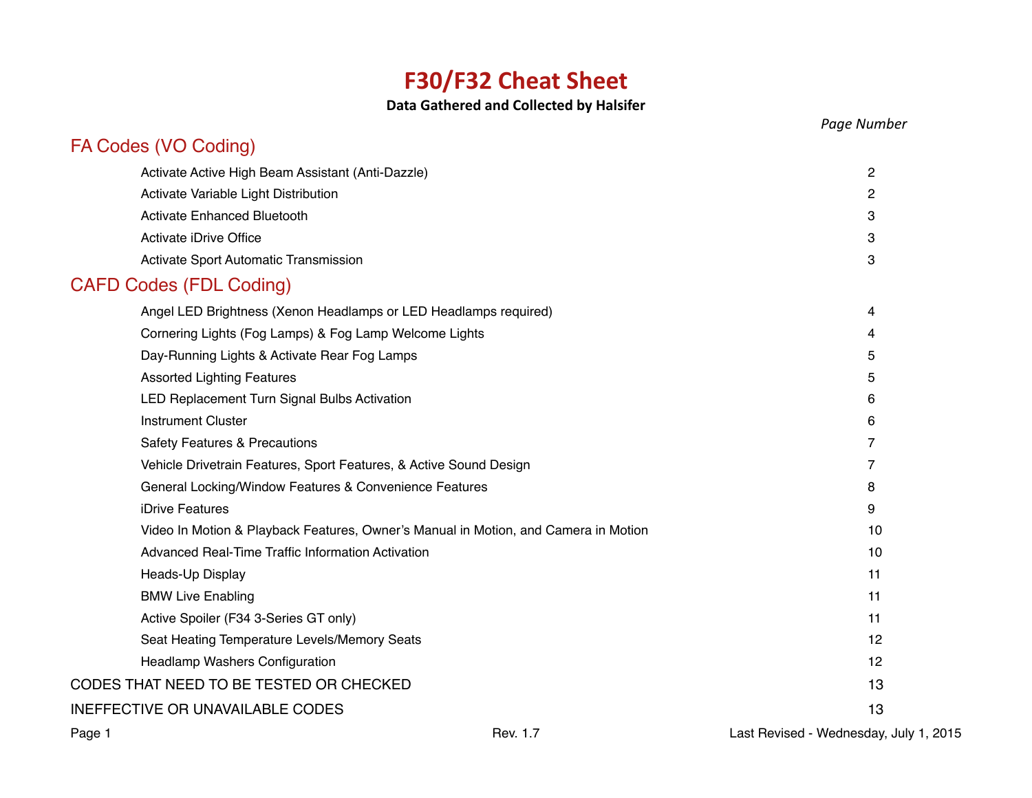# F30/F32 Cheat Sheet

**Data Gathered and Collected by Halsifer**

| | *Page Number* |
|---|---|
| **FA Codes (VO Coding)** | |
| Activate Active High Beam Assistant (Anti-Dazzle) | 2 |
| Activate Variable Light Distribution | 2 |
| Activate Enhanced Bluetooth | 3 |
| Activate iDrive Office | 3 |
| Activate Sport Automatic Transmission | 3 |
| **CAFD Codes (FDL Coding)** | |
| Angel LED Brightness (Xenon Headlamps or LED Headlamps required) | 4 |
| Cornering Lights (Fog Lamps) & Fog Lamp Welcome Lights | 4 |
| Day-Running Lights & Activate Rear Fog Lamps | 5 |
| Assorted Lighting Features | 5 |
| LED Replacement Turn Signal Bulbs Activation | 6 |
| Instrument Cluster | 6 |
| Safety Features & Precautions | 7 |
| Vehicle Drivetrain Features, Sport Features, & Active Sound Design | 7 |
| General Locking/Window Features & Convenience Features | 8 |
| iDrive Features | 9 |
| Video In Motion & Playback Features, Owner's Manual in Motion, and Camera in Motion | 10 |
| Advanced Real-Time Traffic Information Activation | 10 |
| Heads-Up Display | 11 |
| BMW Live Enabling | 11 |
| Active Spoiler (F34 3-Series GT only) | 11 |
| Seat Heating Temperature Levels/Memory Seats | 12 |
| Headlamp Washers Configuration | 12 |
| CODES THAT NEED TO BE TESTED OR CHECKED | 13 |
| INEFFECTIVE OR UNAVAILABLE CODES | 13 |

Rev. 1.7

Last Revised - Wednesday, July 1, 2015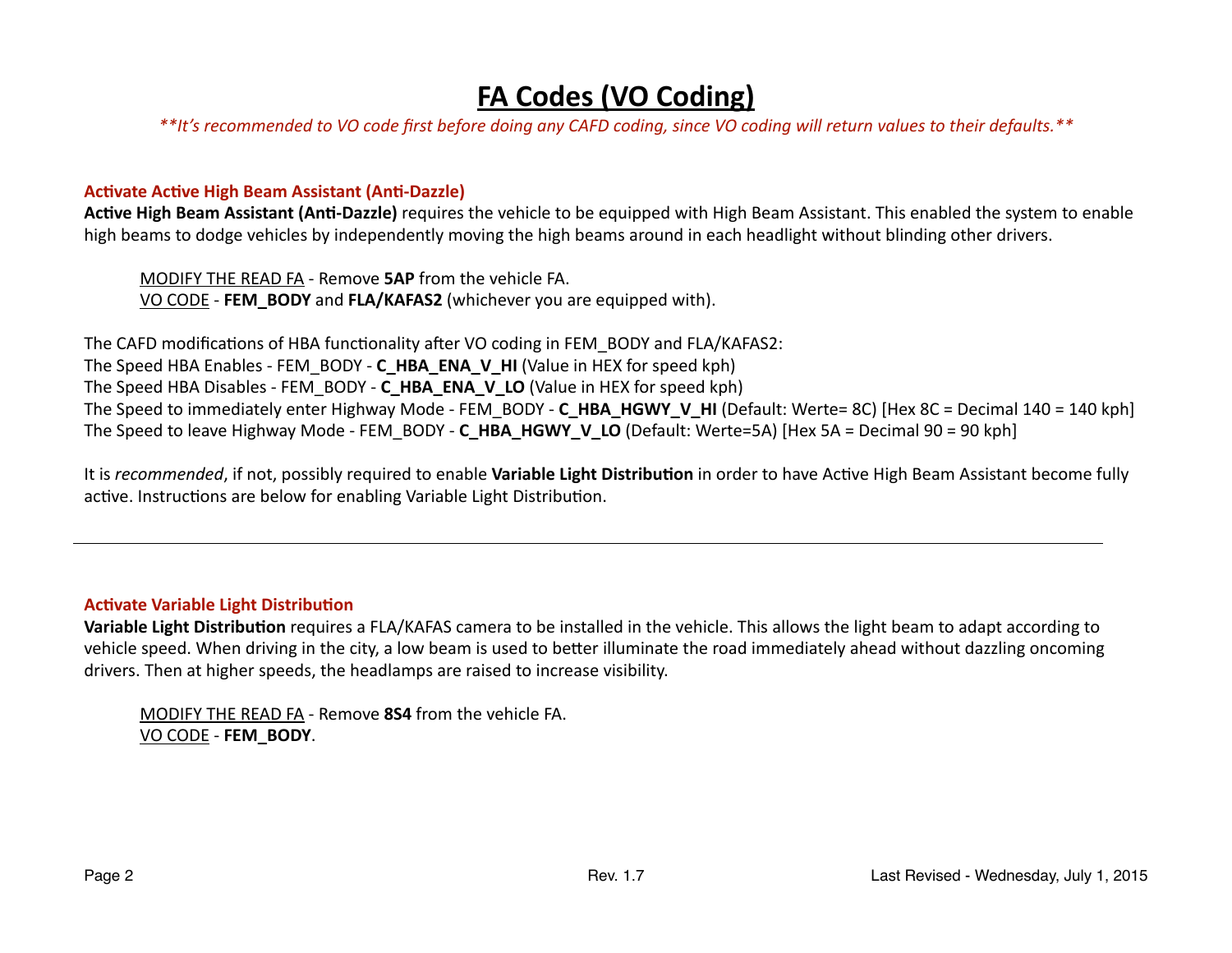# FA Codes (VO Coding)

*\*\*It's recommended to VO code first before doing any CAFD coding, since VO coding will return values to their defaults.\*\**

### Activate Active High Beam Assistant (Anti-Dazzle)

**Active High Beam Assistant (Anti-Dazzle)** requires the vehicle to be equipped with High Beam Assistant. This enabled the system to enable high beams to dodge vehicles by independently moving the high beams around in each headlight without blinding other drivers.

> MODIFY THE READ FA - Remove **5AP** from the vehicle FA.
> VO CODE - **FEM_BODY** and **FLA/KAFAS2** (whichever you are equipped with).

The CAFD modifications of HBA functionality after VO coding in FEM_BODY and FLA/KAFAS2:
The Speed HBA Enables - FEM_BODY - **C_HBA_ENA_V_HI** (Value in HEX for speed kph)
The Speed HBA Disables - FEM_BODY - **C_HBA_ENA_V_LO** (Value in HEX for speed kph)
The Speed to immediately enter Highway Mode - FEM_BODY - **C_HBA_HGWY_V_HI** (Default: Werte= 8C) [Hex 8C = Decimal 140 = 140 kph]
The Speed to leave Highway Mode - FEM_BODY - **C_HBA_HGWY_V_LO** (Default: Werte=5A) [Hex 5A = Decimal 90 = 90 kph]

It is *recommended*, if not, possibly required to enable **Variable Light Distribution** in order to have Active High Beam Assistant become fully active. Instructions are below for enabling Variable Light Distribution.

---

### Activate Variable Light Distribution

**Variable Light Distribution** requires a FLA/KAFAS camera to be installed in the vehicle. This allows the light beam to adapt according to vehicle speed. When driving in the city, a low beam is used to better illuminate the road immediately ahead without dazzling oncoming drivers. Then at higher speeds, the headlamps are raised to increase visibility.

> MODIFY THE READ FA - Remove **8S4** from the vehicle FA.
> VO CODE - **FEM_BODY**.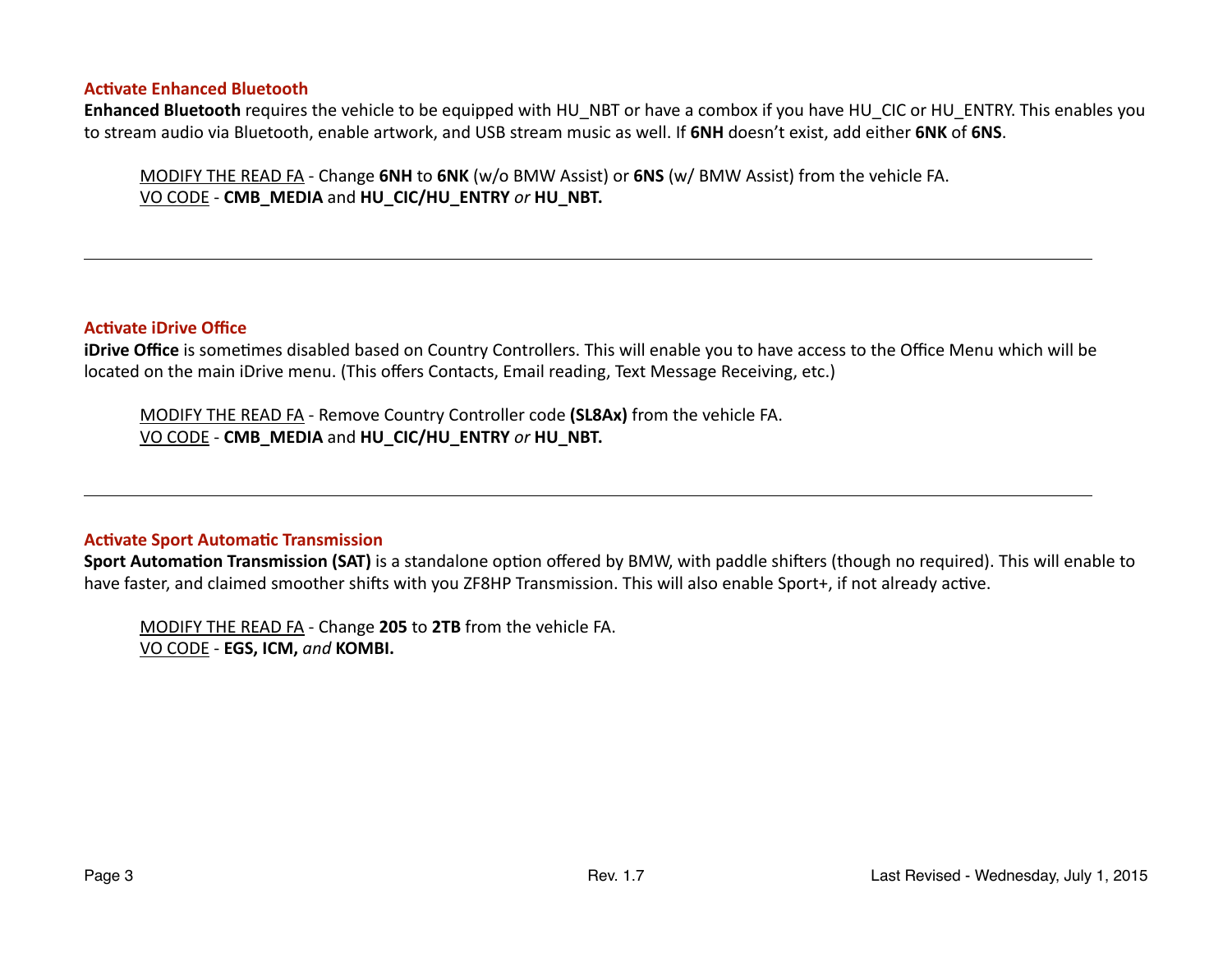### Activate Enhanced Bluetooth

**Enhanced Bluetooth** requires the vehicle to be equipped with HU_NBT or have a combox if you have HU_CIC or HU_ENTRY. This enables you to stream audio via Bluetooth, enable artwork, and USB stream music as well. If **6NH** doesn't exist, add either **6NK** of **6NS**.

> MODIFY THE READ FA - Change **6NH** to **6NK** (w/o BMW Assist) or **6NS** (w/ BMW Assist) from the vehicle FA.
> VO CODE - **CMB_MEDIA** and **HU_CIC/HU_ENTRY** *or* **HU_NBT.**

---

### Activate iDrive Office

**iDrive Office** is sometimes disabled based on Country Controllers. This will enable you to have access to the Office Menu which will be located on the main iDrive menu. (This offers Contacts, Email reading, Text Message Receiving, etc.)

> MODIFY THE READ FA - Remove Country Controller code **(SL8Ax)** from the vehicle FA.
> VO CODE - **CMB_MEDIA** and **HU_CIC/HU_ENTRY** *or* **HU_NBT.**

---

### Activate Sport Automatic Transmission

**Sport Automation Transmission (SAT)** is a standalone option offered by BMW, with paddle shifters (though no required). This will enable to have faster, and claimed smoother shifts with you ZF8HP Transmission. This will also enable Sport+, if not already active.

> MODIFY THE READ FA - Change **205** to **2TB** from the vehicle FA.
> VO CODE - **EGS, ICM,** *and* **KOMBI.**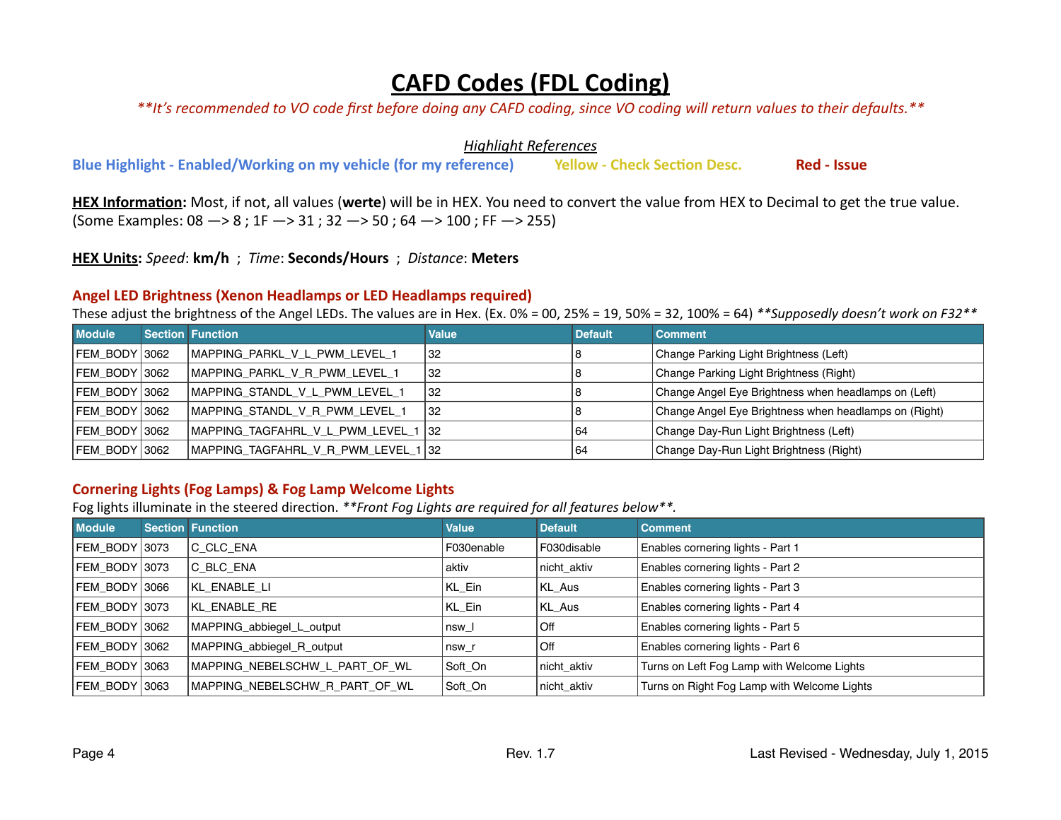# CAFD Codes (FDL Coding)

*\*\*It's recommended to VO code first before doing any CAFD coding, since VO coding will return values to their defaults.\*\**

*Highlight References*

**Blue Highlight - Enabled/Working on my vehicle (for my reference)**　　**Yellow - Check Section Desc.**　　**Red - Issue**

**HEX Information:** Most, if not, all values (**werte**) will be in HEX. You need to convert the value from HEX to Decimal to get the true value. (Some Examples: 08 —> 8 ; 1F —> 31 ; 32 —> 50 ; 64 —> 100 ; FF —> 255)

**HEX Units:** *Speed*: **km/h** ; *Time*: **Seconds/Hours** ; *Distance*: **Meters**

### Angel LED Brightness (Xenon Headlamps or LED Headlamps required)

These adjust the brightness of the Angel LEDs. The values are in Hex. (Ex. 0% = 00, 25% = 19, 50% = 32, 100% = 64) *\*\*Supposedly doesn't work on F32\*\**

| Module | Section | Function | Value | Default | Comment |
|---|---|---|---|---|---|
| FEM_BODY | 3062 | MAPPING_PARKL_V_L_PWM_LEVEL_1 | 32 | 8 | Change Parking Light Brightness (Left) |
| FEM_BODY | 3062 | MAPPING_PARKL_V_R_PWM_LEVEL_1 | 32 | 8 | Change Parking Light Brightness (Right) |
| FEM_BODY | 3062 | MAPPING_STANDL_V_L_PWM_LEVEL_1 | 32 | 8 | Change Angel Eye Brightness when headlamps on (Left) |
| FEM_BODY | 3062 | MAPPING_STANDL_V_R_PWM_LEVEL_1 | 32 | 8 | Change Angel Eye Brightness when headlamps on (Right) |
| FEM_BODY | 3062 | MAPPING_TAGFAHRL_V_L_PWM_LEVEL_1 | 32 | 64 | Change Day-Run Light Brightness (Left) |
| FEM_BODY | 3062 | MAPPING_TAGFAHRL_V_R_PWM_LEVEL_1 | 32 | 64 | Change Day-Run Light Brightness (Right) |

### Cornering Lights (Fog Lamps) & Fog Lamp Welcome Lights

Fog lights illuminate in the steered direction. *\*\*Front Fog Lights are required for all features below\*\*.*

| Module | Section | Function | Value | Default | Comment |
|---|---|---|---|---|---|
| FEM_BODY | 3073 | C_CLC_ENA | F030enable | F030disable | Enables cornering lights - Part 1 |
| FEM_BODY | 3073 | C_BLC_ENA | aktiv | nicht_aktiv | Enables cornering lights - Part 2 |
| FEM_BODY | 3066 | KL_ENABLE_LI | KL_Ein | KL_Aus | Enables cornering lights - Part 3 |
| FEM_BODY | 3073 | KL_ENABLE_RE | KL_Ein | KL_Aus | Enables cornering lights - Part 4 |
| FEM_BODY | 3062 | MAPPING_abbiegel_L_output | nsw_l | Off | Enables cornering lights - Part 5 |
| FEM_BODY | 3062 | MAPPING_abbiegel_R_output | nsw_r | Off | Enables cornering lights - Part 6 |
| FEM_BODY | 3063 | MAPPING_NEBELSCHW_L_PART_OF_WL | Soft_On | nicht_aktiv | Turns on Left Fog Lamp with Welcome Lights |
| FEM_BODY | 3063 | MAPPING_NEBELSCHW_R_PART_OF_WL | Soft_On | nicht_aktiv | Turns on Right Fog Lamp with Welcome Lights |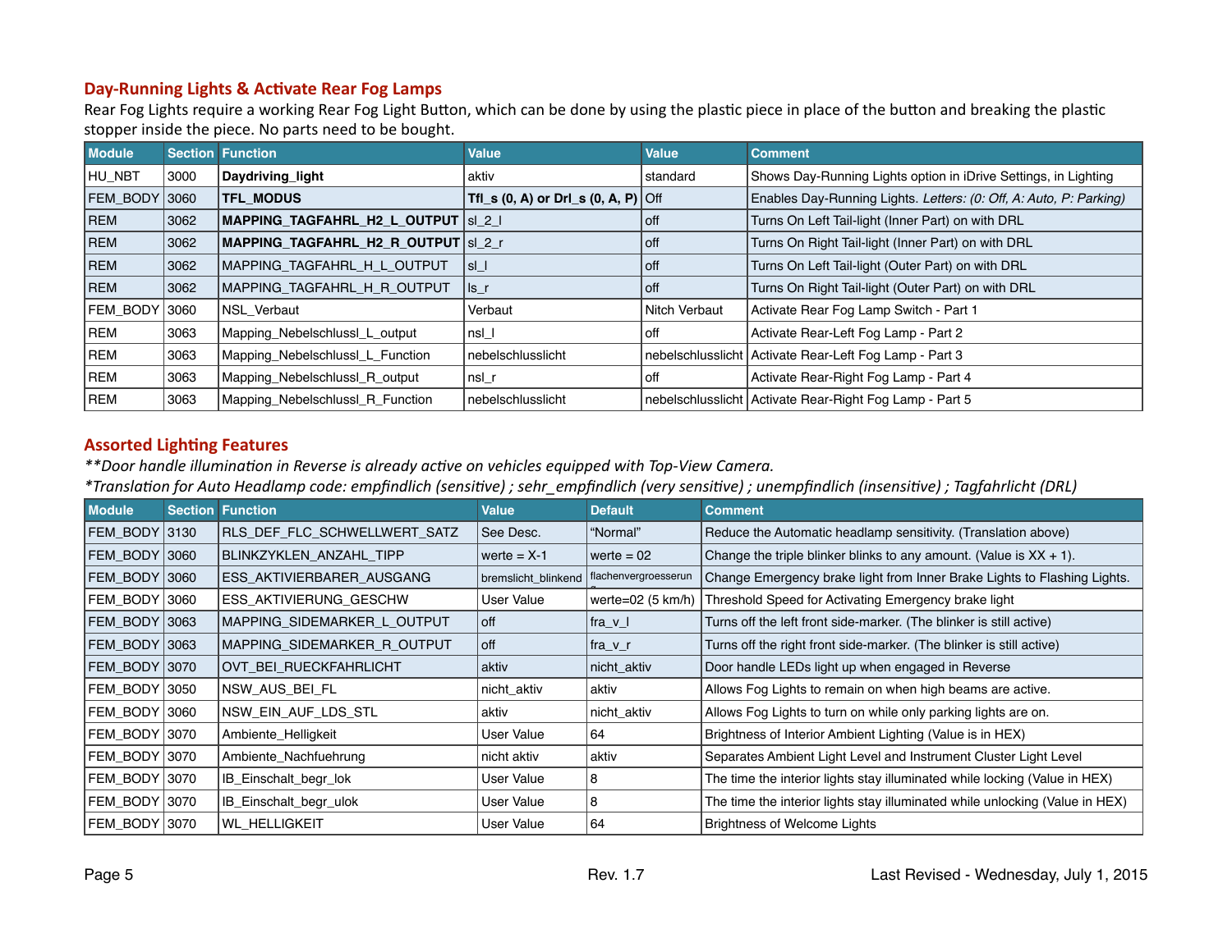## Day-Running Lights & Activate Rear Fog Lamps

Rear Fog Lights require a working Rear Fog Light Button, which can be done by using the plastic piece in place of the button and breaking the plastic stopper inside the piece. No parts need to be bought.

| Module | Section | Function | Value | Value | Comment |
|---|---|---|---|---|---|
| HU_NBT | 3000 | **Daydriving_light** | aktiv | standard | Shows Day-Running Lights option in iDrive Settings, in Lighting |
| FEM_BODY | 3060 | **TFL_MODUS** | **Tfl_s (0, A) or Drl_s (0, A, P)** | Off | Enables Day-Running Lights. *Letters: (0: Off, A: Auto, P: Parking)* |
| REM | 3062 | **MAPPING_TAGFAHRL_H2_L_OUTPUT** | sl_2_l | off | Turns On Left Tail-light (Inner Part) on with DRL |
| REM | 3062 | **MAPPING_TAGFAHRL_H2_R_OUTPUT** | sl_2_r | off | Turns On Right Tail-light (Inner Part) on with DRL |
| REM | 3062 | MAPPING_TAGFAHRL_H_L_OUTPUT | sl_l | off | Turns On Left Tail-light (Outer Part) on with DRL |
| REM | 3062 | MAPPING_TAGFAHRL_H_R_OUTPUT | ls_r | off | Turns On Right Tail-light (Outer Part) on with DRL |
| FEM_BODY | 3060 | NSL_Verbaut | Verbaut | Nitch Verbaut | Activate Rear Fog Lamp Switch - Part 1 |
| REM | 3063 | Mapping_Nebelschlussl_L_output | nsl_l | off | Activate Rear-Left Fog Lamp - Part 2 |
| REM | 3063 | Mapping_Nebelschlussl_L_Function | nebelschlusslicht | nebelschlusslicht | Activate Rear-Left Fog Lamp - Part 3 |
| REM | 3063 | Mapping_Nebelschlussl_R_output | nsl_r | off | Activate Rear-Right Fog Lamp - Part 4 |
| REM | 3063 | Mapping_Nebelschlussl_R_Function | nebelschlusslicht | nebelschlusslicht | Activate Rear-Right Fog Lamp - Part 5 |

## Assorted Lighting Features

*\*\*Door handle illumination in Reverse is already active on vehicles equipped with Top-View Camera.*

*\*Translation for Auto Headlamp code: empfindlich (sensitive) ; sehr_empfindlich (very sensitive) ; unempfindlich (insensitive) ; Tagfahrlicht (DRL)*

| Module | Section | Function | Value | Default | Comment |
|---|---|---|---|---|---|
| FEM_BODY | 3130 | RLS_DEF_FLC_SCHWELLWERT_SATZ | See Desc. | "Normal" | Reduce the Automatic headlamp sensitivity. (Translation above) |
| FEM_BODY | 3060 | BLINKZYKLEN_ANZAHL_TIPP | werte = X-1 | werte = 02 | Change the triple blinker blinks to any amount. (Value is XX + 1). |
| FEM_BODY | 3060 | ESS_AKTIVIERBARER_AUSGANG | bremslicht_blinkend | flachenvergroesserun | Change Emergency brake light from Inner Brake Lights to Flashing Lights. |
| FEM_BODY | 3060 | ESS_AKTIVIERUNG_GESCHW | User Value | werte=02 (5 km/h) | Threshold Speed for Activating Emergency brake light |
| FEM_BODY | 3063 | MAPPING_SIDEMARKER_L_OUTPUT | off | fra_v_l | Turns off the left front side-marker. (The blinker is still active) |
| FEM_BODY | 3063 | MAPPING_SIDEMARKER_R_OUTPUT | off | fra_v_r | Turns off the right front side-marker. (The blinker is still active) |
| FEM_BODY | 3070 | OVT_BEI_RUECKFAHRLICHT | aktiv | nicht_aktiv | Door handle LEDs light up when engaged in Reverse |
| FEM_BODY | 3050 | NSW_AUS_BEI_FL | nicht_aktiv | aktiv | Allows Fog Lights to remain on when high beams are active. |
| FEM_BODY | 3060 | NSW_EIN_AUF_LDS_STL | aktiv | nicht_aktiv | Allows Fog Lights to turn on while only parking lights are on. |
| FEM_BODY | 3070 | Ambiente_Helligkeit | User Value | 64 | Brightness of Interior Ambient Lighting (Value is in HEX) |
| FEM_BODY | 3070 | Ambiente_Nachfuehrung | nicht aktiv | aktiv | Separates Ambient Light Level and Instrument Cluster Light Level |
| FEM_BODY | 3070 | IB_Einschalt_begr_lok | User Value | 8 | The time the interior lights stay illuminated while locking (Value in HEX) |
| FEM_BODY | 3070 | IB_Einschalt_begr_ulok | User Value | 8 | The time the interior lights stay illuminated while unlocking (Value in HEX) |
| FEM_BODY | 3070 | WL_HELLIGKEIT | User Value | 64 | Brightness of Welcome Lights |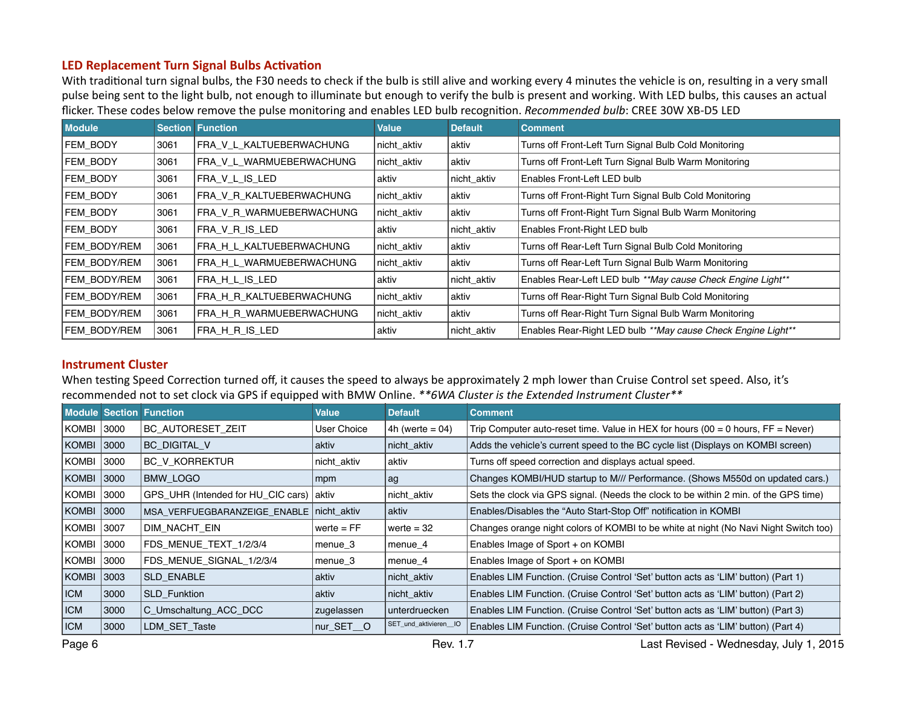## LED Replacement Turn Signal Bulbs Activation

With traditional turn signal bulbs, the F30 needs to check if the bulb is still alive and working every 4 minutes the vehicle is on, resulting in a very small pulse being sent to the light bulb, not enough to illuminate but enough to verify the bulb is present and working. With LED bulbs, this causes an actual flicker. These codes below remove the pulse monitoring and enables LED bulb recognition. *Recommended bulb*: CREE 30W XB-D5 LED

| Module | Section | Function | Value | Default | Comment |
|---|---|---|---|---|---|
| FEM_BODY | 3061 | FRA_V_L_KALTUEBERWACHUNG | nicht_aktiv | aktiv | Turns off Front-Left Turn Signal Bulb Cold Monitoring |
| FEM_BODY | 3061 | FRA_V_L_WARMUEBERWACHUNG | nicht_aktiv | aktiv | Turns off Front-Left Turn Signal Bulb Warm Monitoring |
| FEM_BODY | 3061 | FRA_V_L_IS_LED | aktiv | nicht_aktiv | Enables Front-Left LED bulb |
| FEM_BODY | 3061 | FRA_V_R_KALTUEBERWACHUNG | nicht_aktiv | aktiv | Turns off Front-Right Turn Signal Bulb Cold Monitoring |
| FEM_BODY | 3061 | FRA_V_R_WARMUEBERWACHUNG | nicht_aktiv | aktiv | Turns off Front-Right Turn Signal Bulb Warm Monitoring |
| FEM_BODY | 3061 | FRA_V_R_IS_LED | aktiv | nicht_aktiv | Enables Front-Right LED bulb |
| FEM_BODY/REM | 3061 | FRA_H_L_KALTUEBERWACHUNG | nicht_aktiv | aktiv | Turns off Rear-Left Turn Signal Bulb Cold Monitoring |
| FEM_BODY/REM | 3061 | FRA_H_L_WARMUEBERWACHUNG | nicht_aktiv | aktiv | Turns off Rear-Left Turn Signal Bulb Warm Monitoring |
| FEM_BODY/REM | 3061 | FRA_H_L_IS_LED | aktiv | nicht_aktiv | Enables Rear-Left LED bulb *\*\*May cause Check Engine Light\*\** |
| FEM_BODY/REM | 3061 | FRA_H_R_KALTUEBERWACHUNG | nicht_aktiv | aktiv | Turns off Rear-Right Turn Signal Bulb Cold Monitoring |
| FEM_BODY/REM | 3061 | FRA_H_R_WARMUEBERWACHUNG | nicht_aktiv | aktiv | Turns off Rear-Right Turn Signal Bulb Warm Monitoring |
| FEM_BODY/REM | 3061 | FRA_H_R_IS_LED | aktiv | nicht_aktiv | Enables Rear-Right LED bulb *\*\*May cause Check Engine Light\*\** |

## Instrument Cluster

When testing Speed Correction turned off, it causes the speed to always be approximately 2 mph lower than Cruise Control set speed. Also, it's recommended not to set clock via GPS if equipped with BMW Online. *\*\*6WA Cluster is the Extended Instrument Cluster\*\**

| Module | Section | Function | Value | Default | Comment |
|---|---|---|---|---|---|
| KOMBI | 3000 | BC_AUTORESET_ZEIT | User Choice | 4h (werte = 04) | Trip Computer auto-reset time. Value in HEX for hours (00 = 0 hours, FF = Never) |
| KOMBI | 3000 | BC_DIGITAL_V | aktiv | nicht_aktiv | Adds the vehicle's current speed to the BC cycle list (Displays on KOMBI screen) |
| KOMBI | 3000 | BC_V_KORREKTUR | nicht_aktiv | aktiv | Turns off speed correction and displays actual speed. |
| KOMBI | 3000 | BMW_LOGO | mpm | ag | Changes KOMBI/HUD startup to M/// Performance. (Shows M550d on updated cars.) |
| KOMBI | 3000 | GPS_UHR (Intended for HU_CIC cars) | aktiv | nicht_aktiv | Sets the clock via GPS signal. (Needs the clock to be within 2 min. of the GPS time) |
| KOMBI | 3000 | MSA_VERFUEGBARANZEIGE_ENABLE | nicht_aktiv | aktiv | Enables/Disables the "Auto Start-Stop Off" notification in KOMBI |
| KOMBI | 3007 | DIM_NACHT_EIN | werte = FF | werte = 32 | Changes orange night colors of KOMBI to be white at night (No Navi Night Switch too) |
| KOMBI | 3000 | FDS_MENUE_TEXT_1/2/3/4 | menue_3 | menue_4 | Enables Image of Sport + on KOMBI |
| KOMBI | 3000 | FDS_MENUE_SIGNAL_1/2/3/4 | menue_3 | menue_4 | Enables Image of Sport + on KOMBI |
| KOMBI | 3003 | SLD_ENABLE | aktiv | nicht_aktiv | Enables LIM Function. (Cruise Control 'Set' button acts as 'LIM' button) (Part 1) |
| ICM | 3000 | SLD_Funktion | aktiv | nicht_aktiv | Enables LIM Function. (Cruise Control 'Set' button acts as 'LIM' button) (Part 2) |
| ICM | 3000 | C_Umschaltung_ACC_DCC | zugelassen | unterdruecken | Enables LIM Function. (Cruise Control 'Set' button acts as 'LIM' button) (Part 3) |
| ICM | 3000 | LDM_SET_Taste | nur_SET__O | SET_und_aktivieren__IO | Enables LIM Function. (Cruise Control 'Set' button acts as 'LIM' button) (Part 4) |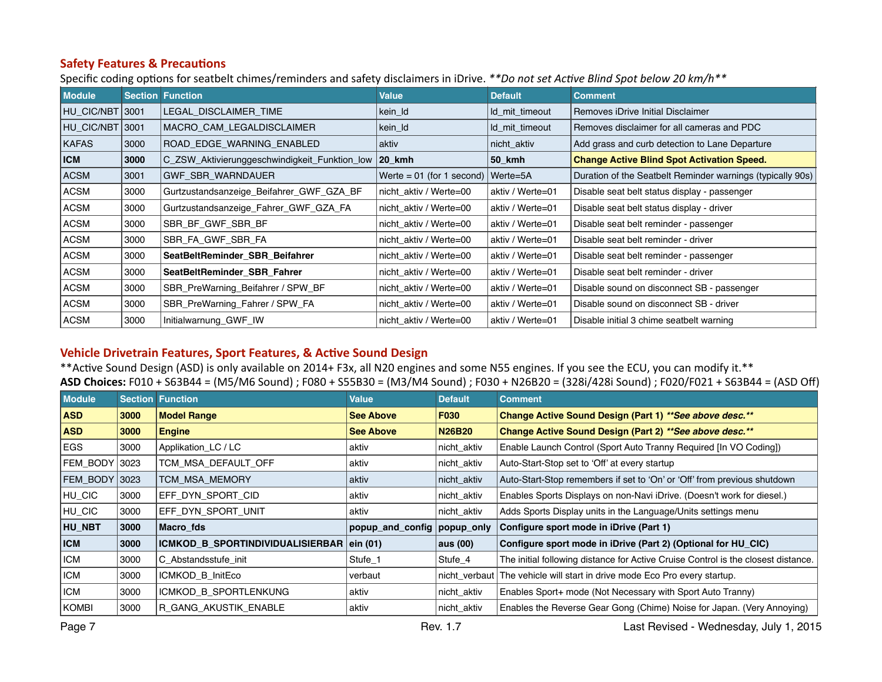## Safety Features & Precautions

Specific coding options for seatbelt chimes/reminders and safety disclaimers in iDrive. ***Do not set Active Blind Spot below 20 km/h***

| Module | Section | Function | Value | Default | Comment |
|---|---|---|---|---|---|
| HU_CIC/NBT | 3001 | LEGAL_DISCLAIMER_TIME | kein_ld | ld_mit_timeout | Removes iDrive Initial Disclaimer |
| HU_CIC/NBT | 3001 | MACRO_CAM_LEGALDISCLAIMER | kein_ld | ld_mit_timeout | Removes disclaimer for all cameras and PDC |
| KAFAS | 3000 | ROAD_EDGE_WARNING_ENABLED | aktiv | nicht_aktiv | Add grass and curb detection to Lane Departure |
| **ICM** | **3000** | **C_ZSW_Aktivierunggeschwindigkeit_Funktion_low** | **20_kmh** | **50_kmh** | **Change Active Blind Spot Activation Speed.** |
| ACSM | 3001 | GWF_SBR_WARNDAUER | Werte = 01 (for 1 second) | Werte=5A | Duration of the Seatbelt Reminder warnings (typically 90s) |
| ACSM | 3000 | Gurtzustandsanzeige_Beifahrer_GWF_GZA_BF | nicht_aktiv / Werte=00 | aktiv / Werte=01 | Disable seat belt status display - passenger |
| ACSM | 3000 | Gurtzustandsanzeige_Fahrer_GWF_GZA_FA | nicht_aktiv / Werte=00 | aktiv / Werte=01 | Disable seat belt status display - driver |
| ACSM | 3000 | SBR_BF_GWF_SBR_BF | nicht_aktiv / Werte=00 | aktiv / Werte=01 | Disable seat belt reminder - passenger |
| ACSM | 3000 | SBR_FA_GWF_SBR_FA | nicht_aktiv / Werte=00 | aktiv / Werte=01 | Disable seat belt reminder - driver |
| ACSM | 3000 | **SeatBeltReminder_SBR_Beifahrer** | nicht_aktiv / Werte=00 | aktiv / Werte=01 | Disable seat belt reminder - passenger |
| ACSM | 3000 | **SeatBeltReminder_SBR_Fahrer** | nicht_aktiv / Werte=00 | aktiv / Werte=01 | Disable seat belt reminder - driver |
| ACSM | 3000 | SBR_PreWarning_Beifahrer / SPW_BF | nicht_aktiv / Werte=00 | aktiv / Werte=01 | Disable sound on disconnect SB - passenger |
| ACSM | 3000 | SBR_PreWarning_Fahrer / SPW_FA | nicht_aktiv / Werte=00 | aktiv / Werte=01 | Disable sound on disconnect SB - driver |
| ACSM | 3000 | Initialwarnung_GWF_IW | nicht_aktiv / Werte=00 | aktiv / Werte=01 | Disable initial 3 chime seatbelt warning |

## Vehicle Drivetrain Features, Sport Features, & Active Sound Design

**Active Sound Design (ASD) is only available on 2014+ F3x, all N20 engines and some N55 engines. If you see the ECU, you can modify it.**

**ASD Choices:** F010 + S63B44 = (M5/M6 Sound) ; F080 + S55B30 = (M3/M4 Sound) ; F030 + N26B20 = (328i/428i Sound) ; F020/F021 + S63B44 = (ASD Off)

| Module | Section | Function | Value | Default | Comment |
|---|---|---|---|---|---|
| **ASD** | **3000** | **Model Range** | **See Above** | **F030** | **Change Active Sound Design (Part 1)** ***See above desc.*** |
| **ASD** | **3000** | **Engine** | **See Above** | **N26B20** | **Change Active Sound Design (Part 2)** ***See above desc.*** |
| EGS | 3000 | Applikation_LC / LC | aktiv | nicht_aktiv | Enable Launch Control (Sport Auto Tranny Required [In VO Coding]) |
| FEM_BODY | 3023 | TCM_MSA_DEFAULT_OFF | aktiv | nicht_aktiv | Auto-Start-Stop set to 'Off' at every startup |
| FEM_BODY | 3023 | TCM_MSA_MEMORY | aktiv | nicht_aktiv | Auto-Start-Stop remembers if set to 'On' or 'Off' from previous shutdown |
| HU_CIC | 3000 | EFF_DYN_SPORT_CID | aktiv | nicht_aktiv | Enables Sports Displays on non-Navi iDrive. (Doesn't work for diesel.) |
| HU_CIC | 3000 | EFF_DYN_SPORT_UNIT | aktiv | nicht_aktiv | Adds Sports Display units in the Language/Units settings menu |
| **HU_NBT** | **3000** | **Macro_fds** | **popup_and_config** | **popup_only** | **Configure sport mode in iDrive (Part 1)** |
| **ICM** | **3000** | **ICMKOD_B_SPORTINDIVIDUALISIERBAR** | **ein (01)** | **aus (00)** | **Configure sport mode in iDrive (Part 2) (Optional for HU_CIC)** |
| ICM | 3000 | C_Abstandsstufe_init | Stufe_1 | Stufe_4 | The initial following distance for Active Cruise Control is the closest distance. |
| ICM | 3000 | ICMKOD_B_InitEco | verbaut | nicht_verbaut | The vehicle will start in drive mode Eco Pro every startup. |
| ICM | 3000 | ICMKOD_B_SPORTLENKUNG | aktiv | nicht_aktiv | Enables Sport+ mode (Not Necessary with Sport Auto Tranny) |
| KOMBI | 3000 | R_GANG_AKUSTIK_ENABLE | aktiv | nicht_aktiv | Enables the Reverse Gear Gong (Chime) Noise for Japan. (Very Annoying) |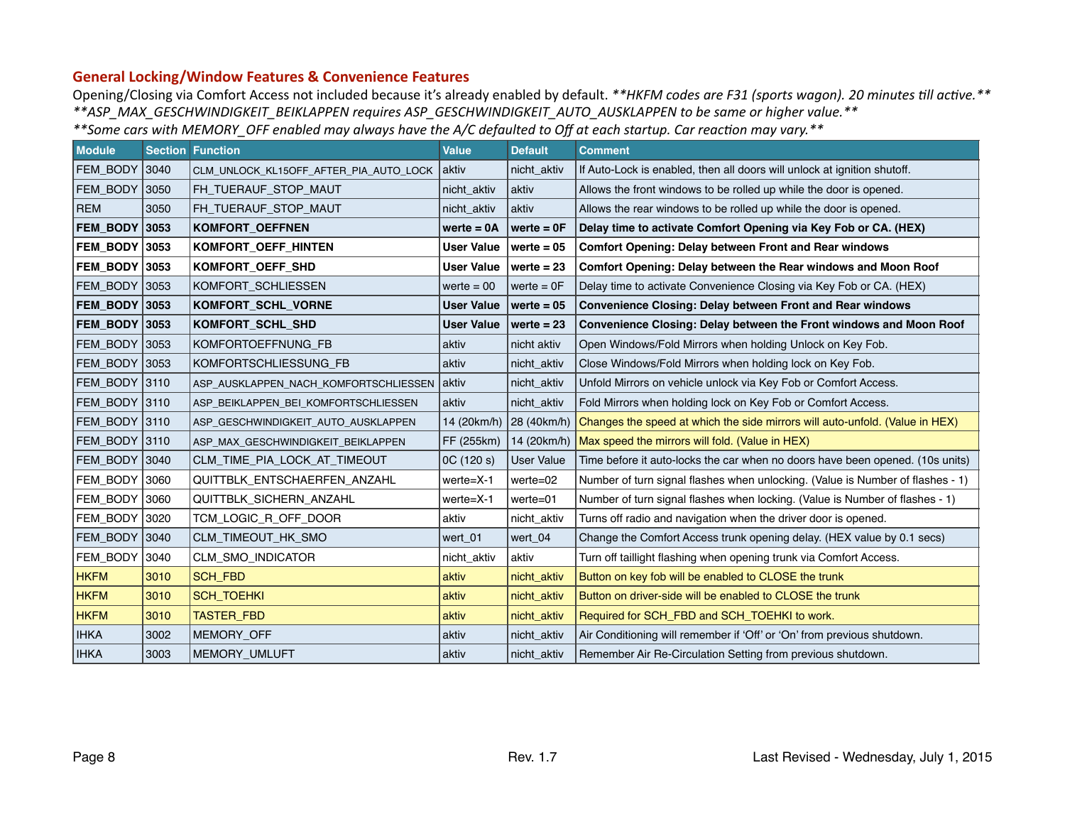## General Locking/Window Features & Convenience Features

Opening/Closing via Comfort Access not included because it's already enabled by default. ***HKFM codes are F31 (sports wagon). 20 minutes till active.***
***ASP_MAX_GESCHWINDIGKEIT_BEIKLAPPEN requires ASP_GESCHWINDIGKEIT_AUTO_AUSKLAPPEN to be same or higher value.***
***Some cars with MEMORY_OFF enabled may always have the A/C defaulted to Off at each startup. Car reaction may vary.***

| Module | Section | Function | Value | Default | Comment |
|---|---|---|---|---|---|
| FEM_BODY | 3040 | CLM_UNLOCK_KL15OFF_AFTER_PIA_AUTO_LOCK | aktiv | nicht_aktiv | If Auto-Lock is enabled, then all doors will unlock at ignition shutoff. |
| FEM_BODY | 3050 | FH_TUERAUF_STOP_MAUT | nicht_aktiv | aktiv | Allows the front windows to be rolled up while the door is opened. |
| REM | 3050 | FH_TUERAUF_STOP_MAUT | nicht_aktiv | aktiv | Allows the rear windows to be rolled up while the door is opened. |
| **FEM_BODY** | **3053** | **KOMFORT_OEFFNEN** | **werte = 0A** | **werte = 0F** | **Delay time to activate Comfort Opening via Key Fob or CA. (HEX)** |
| **FEM_BODY** | **3053** | **KOMFORT_OEFF_HINTEN** | **User Value** | **werte = 05** | **Comfort Opening: Delay between Front and Rear windows** |
| **FEM_BODY** | **3053** | **KOMFORT_OEFF_SHD** | **User Value** | **werte = 23** | **Comfort Opening: Delay between the Rear windows and Moon Roof** |
| FEM_BODY | 3053 | KOMFORT_SCHLIESSEN | werte = 00 | werte = 0F | Delay time to activate Convenience Closing via Key Fob or CA. (HEX) |
| **FEM_BODY** | **3053** | **KOMFORT_SCHL_VORNE** | **User Value** | **werte = 05** | **Convenience Closing: Delay between Front and Rear windows** |
| **FEM_BODY** | **3053** | **KOMFORT_SCHL_SHD** | **User Value** | **werte = 23** | **Convenience Closing: Delay between the Front windows and Moon Roof** |
| FEM_BODY | 3053 | KOMFORTOEFFNUNG_FB | aktiv | nicht aktiv | Open Windows/Fold Mirrors when holding Unlock on Key Fob. |
| FEM_BODY | 3053 | KOMFORTSCHLIESSUNG_FB | aktiv | nicht_aktiv | Close Windows/Fold Mirrors when holding lock on Key Fob. |
| FEM_BODY | 3110 | ASP_AUSKLAPPEN_NACH_KOMFORTSCHLIESSEN | aktiv | nicht_aktiv | Unfold Mirrors on vehicle unlock via Key Fob or Comfort Access. |
| FEM_BODY | 3110 | ASP_BEIKLAPPEN_BEI_KOMFORTSCHLIESSEN | aktiv | nicht_aktiv | Fold Mirrors when holding lock on Key Fob or Comfort Access. |
| FEM_BODY | 3110 | ASP_GESCHWINDIGKEIT_AUTO_AUSKLAPPEN | 14 (20km/h) | 28 (40km/h) | Changes the speed at which the side mirrors will auto-unfold. (Value in HEX) |
| FEM_BODY | 3110 | ASP_MAX_GESCHWINDIGKEIT_BEIKLAPPEN | FF (255km) | 14 (20km/h) | Max speed the mirrors will fold. (Value in HEX) |
| FEM_BODY | 3040 | CLM_TIME_PIA_LOCK_AT_TIMEOUT | 0C (120 s) | User Value | Time before it auto-locks the car when no doors have been opened. (10s units) |
| FEM_BODY | 3060 | QUITTBLK_ENTSCHAERFEN_ANZAHL | werte=X-1 | werte=02 | Number of turn signal flashes when unlocking. (Value is Number of flashes - 1) |
| FEM_BODY | 3060 | QUITTBLK_SICHERN_ANZAHL | werte=X-1 | werte=01 | Number of turn signal flashes when locking. (Value is Number of flashes - 1) |
| FEM_BODY | 3020 | TCM_LOGIC_R_OFF_DOOR | aktiv | nicht_aktiv | Turns off radio and navigation when the driver door is opened. |
| FEM_BODY | 3040 | CLM_TIMEOUT_HK_SMO | wert_01 | wert_04 | Change the Comfort Access trunk opening delay. (HEX value by 0.1 secs) |
| FEM_BODY | 3040 | CLM_SMO_INDICATOR | nicht_aktiv | aktiv | Turn off taillight flashing when opening trunk via Comfort Access. |
| HKFM | 3010 | SCH_FBD | aktiv | nicht_aktiv | Button on key fob will be enabled to CLOSE the trunk |
| HKFM | 3010 | SCH_TOEHKI | aktiv | nicht_aktiv | Button on driver-side will be enabled to CLOSE the trunk |
| HKFM | 3010 | TASTER_FBD | aktiv | nicht_aktiv | Required for SCH_FBD and SCH_TOEHKI to work. |
| IHKA | 3002 | MEMORY_OFF | aktiv | nicht_aktiv | Air Conditioning will remember if 'Off' or 'On' from previous shutdown. |
| IHKA | 3003 | MEMORY_UMLUFT | aktiv | nicht_aktiv | Remember Air Re-Circulation Setting from previous shutdown. |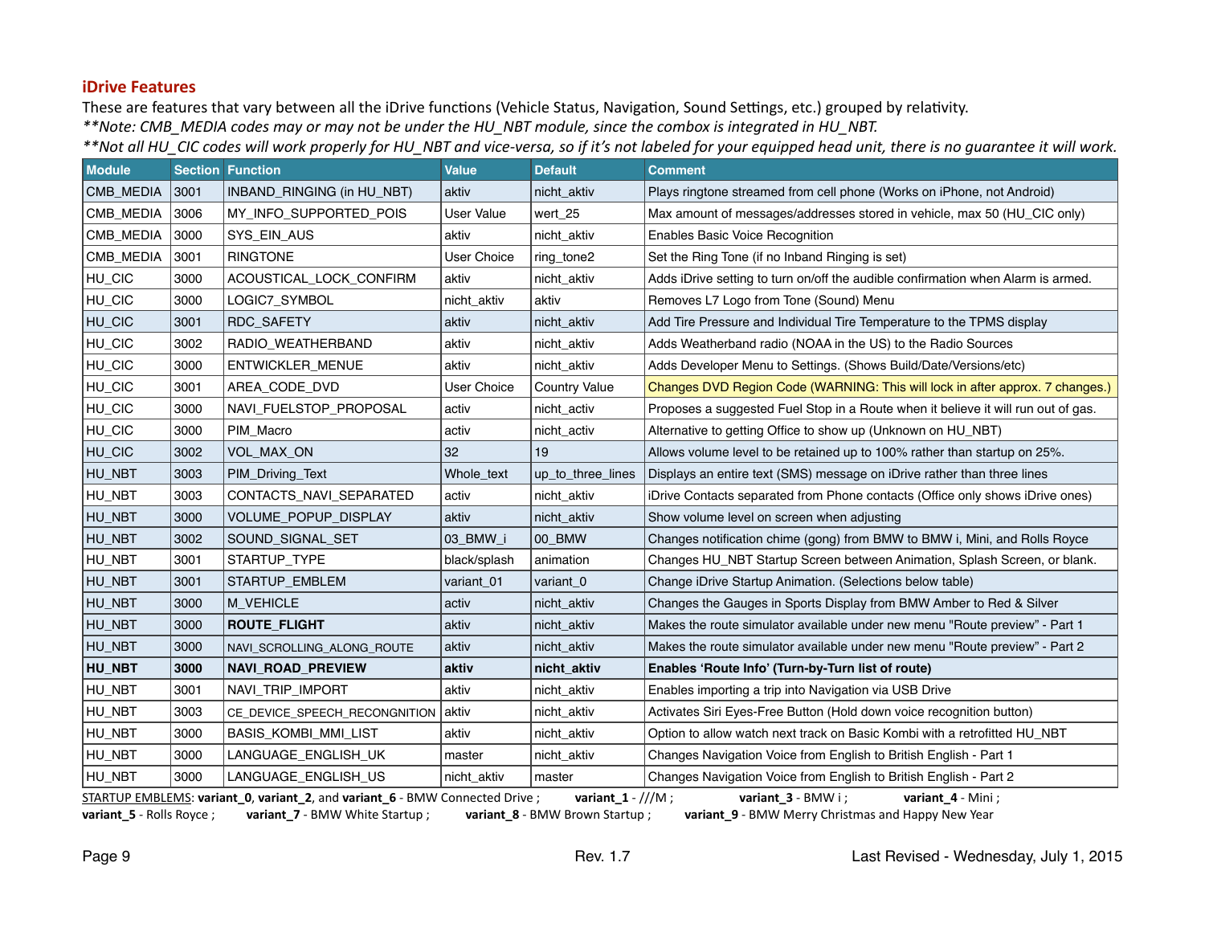## iDrive Features

These are features that vary between all the iDrive functions (Vehicle Status, Navigation, Sound Settings, etc.) grouped by relativity.

*\*\*Note: CMB_MEDIA codes may or may not be under the HU_NBT module, since the combox is integrated in HU_NBT.*

*\*\*Not all HU_CIC codes will work properly for HU_NBT and vice-versa, so if it's not labeled for your equipped head unit, there is no guarantee it will work.*

| Module | Section | Function | Value | Default | Comment |
|---|---|---|---|---|---|
| CMB_MEDIA | 3001 | INBAND_RINGING (in HU_NBT) | aktiv | nicht_aktiv | Plays ringtone streamed from cell phone (Works on iPhone, not Android) |
| CMB_MEDIA | 3006 | MY_INFO_SUPPORTED_POIS | User Value | wert_25 | Max amount of messages/addresses stored in vehicle, max 50 (HU_CIC only) |
| CMB_MEDIA | 3000 | SYS_EIN_AUS | aktiv | nicht_aktiv | Enables Basic Voice Recognition |
| CMB_MEDIA | 3001 | RINGTONE | User Choice | ring_tone2 | Set the Ring Tone (if no Inband Ringing is set) |
| HU_CIC | 3000 | ACOUSTICAL_LOCK_CONFIRM | aktiv | nicht_aktiv | Adds iDrive setting to turn on/off the audible confirmation when Alarm is armed. |
| HU_CIC | 3000 | LOGIC7_SYMBOL | nicht_aktiv | aktiv | Removes L7 Logo from Tone (Sound) Menu |
| HU_CIC | 3001 | RDC_SAFETY | aktiv | nicht_aktiv | Add Tire Pressure and Individual Tire Temperature to the TPMS display |
| HU_CIC | 3002 | RADIO_WEATHERBAND | aktiv | nicht_aktiv | Adds Weatherband radio (NOAA in the US) to the Radio Sources |
| HU_CIC | 3000 | ENTWICKLER_MENUE | aktiv | nicht_aktiv | Adds Developer Menu to Settings. (Shows Build/Date/Versions/etc) |
| HU_CIC | 3001 | AREA_CODE_DVD | User Choice | Country Value | Changes DVD Region Code (WARNING: This will lock in after approx. 7 changes.) |
| HU_CIC | 3000 | NAVI_FUELSTOP_PROPOSAL | activ | nicht_activ | Proposes a suggested Fuel Stop in a Route when it believe it will run out of gas. |
| HU_CIC | 3000 | PIM_Macro | activ | nicht_activ | Alternative to getting Office to show up (Unknown on HU_NBT) |
| HU_CIC | 3002 | VOL_MAX_ON | 32 | 19 | Allows volume level to be retained up to 100% rather than startup on 25%. |
| HU_NBT | 3003 | PIM_Driving_Text | Whole_text | up_to_three_lines | Displays an entire text (SMS) message on iDrive rather than three lines |
| HU_NBT | 3003 | CONTACTS_NAVI_SEPARATED | activ | nicht_aktiv | iDrive Contacts separated from Phone contacts (Office only shows iDrive ones) |
| HU_NBT | 3000 | VOLUME_POPUP_DISPLAY | aktiv | nicht_aktiv | Show volume level on screen when adjusting |
| HU_NBT | 3002 | SOUND_SIGNAL_SET | 03_BMW_i | 00_BMW | Changes notification chime (gong) from BMW to BMW i, Mini, and Rolls Royce |
| HU_NBT | 3001 | STARTUP_TYPE | black/splash | animation | Changes HU_NBT Startup Screen between Animation, Splash Screen, or blank. |
| HU_NBT | 3001 | STARTUP_EMBLEM | variant_01 | variant_0 | Change iDrive Startup Animation. (Selections below table) |
| HU_NBT | 3000 | M_VEHICLE | activ | nicht_aktiv | Changes the Gauges in Sports Display from BMW Amber to Red & Silver |
| HU_NBT | 3000 | **ROUTE_FLIGHT** | aktiv | nicht_aktiv | Makes the route simulator available under new menu "Route preview" - Part 1 |
| HU_NBT | 3000 | NAVI_SCROLLING_ALONG_ROUTE | aktiv | nicht_aktiv | Makes the route simulator available under new menu "Route preview" - Part 2 |
| **HU_NBT** | **3000** | **NAVI_ROAD_PREVIEW** | **aktiv** | **nicht_aktiv** | **Enables 'Route Info' (Turn-by-Turn list of route)** |
| HU_NBT | 3001 | NAVI_TRIP_IMPORT | aktiv | nicht_aktiv | Enables importing a trip into Navigation via USB Drive |
| HU_NBT | 3003 | CE_DEVICE_SPEECH_RECONGNITION | aktiv | nicht_aktiv | Activates Siri Eyes-Free Button (Hold down voice recognition button) |
| HU_NBT | 3000 | BASIS_KOMBI_MMI_LIST | aktiv | nicht_aktiv | Option to allow watch next track on Basic Kombi with a retrofitted HU_NBT |
| HU_NBT | 3000 | LANGUAGE_ENGLISH_UK | master | nicht_aktiv | Changes Navigation Voice from English to British English - Part 1 |
| HU_NBT | 3000 | LANGUAGE_ENGLISH_US | nicht_aktiv | master | Changes Navigation Voice from English to British English - Part 2 |

STARTUP EMBLEMS: **variant_0**, **variant_2**, and **variant_6** - BMW Connected Drive ; **variant_1** - ///M ; **variant_3** - BMW i ; **variant_4** - Mini ; **variant_5** - Rolls Royce ; **variant_7** - BMW White Startup ; **variant_8** - BMW Brown Startup ; **variant_9** - BMW Merry Christmas and Happy New Year

Rev. 1.7

Last Revised - Wednesday, July 1, 2015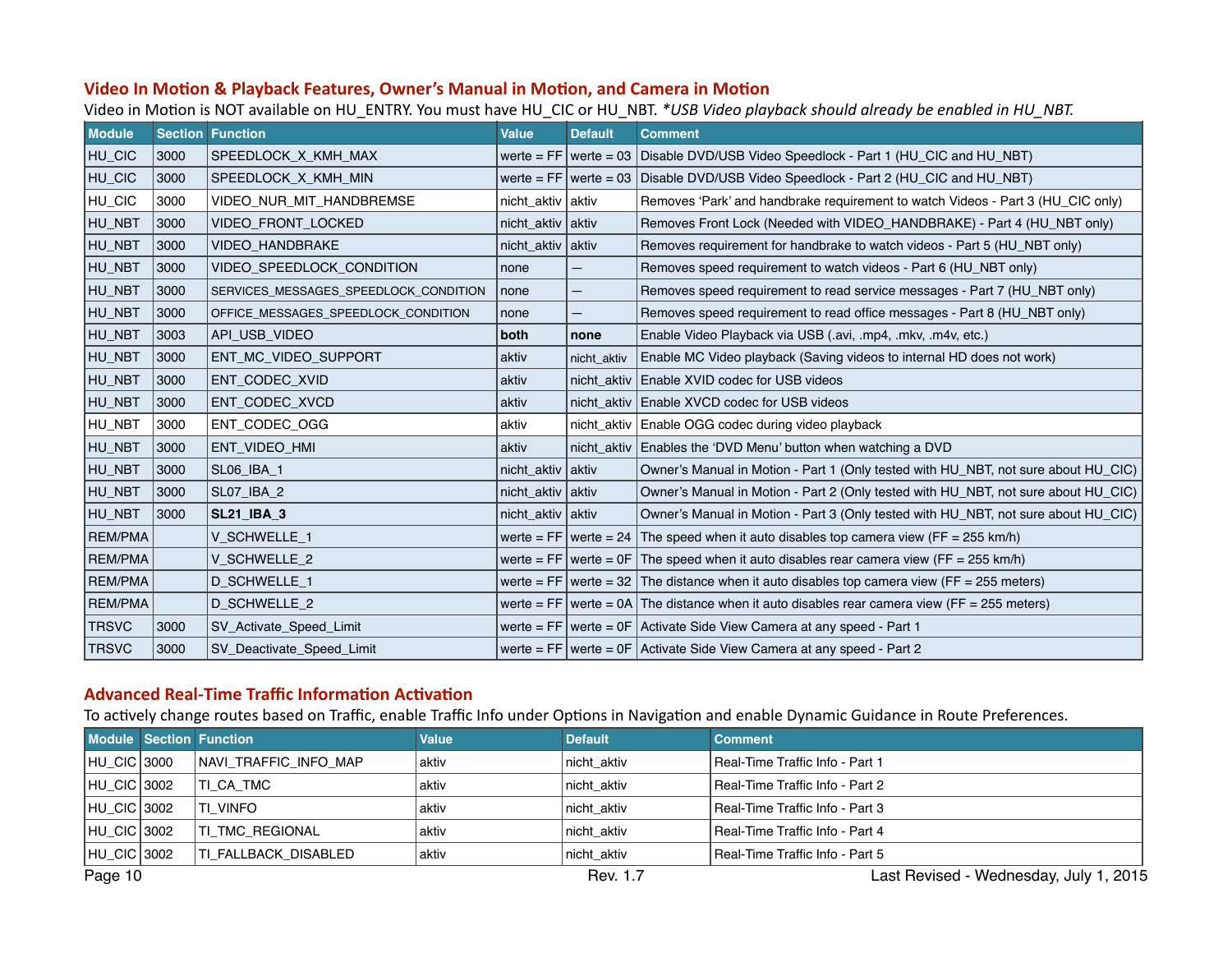## Video In Motion & Playback Features, Owner's Manual in Motion, and Camera in Motion

Video in Motion is NOT available on HU_ENTRY. You must have HU_CIC or HU_NBT. *\*USB Video playback should already be enabled in HU_NBT.*

| Module | Section | Function | Value | Default | Comment |
|---|---|---|---|---|---|
| HU_CIC | 3000 | SPEEDLOCK_X_KMH_MAX | werte = FF | werte = 03 | Disable DVD/USB Video Speedlock - Part 1 (HU_CIC and HU_NBT) |
| HU_CIC | 3000 | SPEEDLOCK_X_KMH_MIN | werte = FF | werte = 03 | Disable DVD/USB Video Speedlock - Part 2 (HU_CIC and HU_NBT) |
| HU_CIC | 3000 | VIDEO_NUR_MIT_HANDBREMSE | nicht_aktiv | aktiv | Removes 'Park' and handbrake requirement to watch Videos - Part 3 (HU_CIC only) |
| HU_NBT | 3000 | VIDEO_FRONT_LOCKED | nicht_aktiv | aktiv | Removes Front Lock (Needed with VIDEO_HANDBRAKE) - Part 4 (HU_NBT only) |
| HU_NBT | 3000 | VIDEO_HANDBRAKE | nicht_aktiv | aktiv | Removes requirement for handbrake to watch videos - Part 5 (HU_NBT only) |
| HU_NBT | 3000 | VIDEO_SPEEDLOCK_CONDITION | none | — | Removes speed requirement to watch videos - Part 6 (HU_NBT only) |
| HU_NBT | 3000 | SERVICES_MESSAGES_SPEEDLOCK_CONDITION | none | — | Removes speed requirement to read service messages - Part 7 (HU_NBT only) |
| HU_NBT | 3000 | OFFICE_MESSAGES_SPEEDLOCK_CONDITION | none | — | Removes speed requirement to read office messages - Part 8 (HU_NBT only) |
| HU_NBT | 3003 | API_USB_VIDEO | **both** | **none** | Enable Video Playback via USB (.avi, .mp4, .mkv, .m4v, etc.) |
| HU_NBT | 3000 | ENT_MC_VIDEO_SUPPORT | aktiv | nicht_aktiv | Enable MC Video playback (Saving videos to internal HD does not work) |
| HU_NBT | 3000 | ENT_CODEC_XVID | aktiv | nicht_aktiv | Enable XVID codec for USB videos |
| HU_NBT | 3000 | ENT_CODEC_XVCD | aktiv | nicht_aktiv | Enable XVCD codec for USB videos |
| HU_NBT | 3000 | ENT_CODEC_OGG | aktiv | nicht_aktiv | Enable OGG codec during video playback |
| HU_NBT | 3000 | ENT_VIDEO_HMI | aktiv | nicht_aktiv | Enables the 'DVD Menu' button when watching a DVD |
| HU_NBT | 3000 | SL06_IBA_1 | nicht_aktiv | aktiv | Owner's Manual in Motion - Part 1 (Only tested with HU_NBT, not sure about HU_CIC) |
| HU_NBT | 3000 | SL07_IBA_2 | nicht_aktiv | aktiv | Owner's Manual in Motion - Part 2 (Only tested with HU_NBT, not sure about HU_CIC) |
| HU_NBT | 3000 | **SL21_IBA_3** | nicht_aktiv | aktiv | Owner's Manual in Motion - Part 3 (Only tested with HU_NBT, not sure about HU_CIC) |
| REM/PMA | | V_SCHWELLE_1 | werte = FF | werte = 24 | The speed when it auto disables top camera view (FF = 255 km/h) |
| REM/PMA | | V_SCHWELLE_2 | werte = FF | werte = 0F | The speed when it auto disables rear camera view (FF = 255 km/h) |
| REM/PMA | | D_SCHWELLE_1 | werte = FF | werte = 32 | The distance when it auto disables top camera view (FF = 255 meters) |
| REM/PMA | | D_SCHWELLE_2 | werte = FF | werte = 0A | The distance when it auto disables rear camera view (FF = 255 meters) |
| TRSVC | 3000 | SV_Activate_Speed_Limit | werte = FF | werte = 0F | Activate Side View Camera at any speed - Part 1 |
| TRSVC | 3000 | SV_Deactivate_Speed_Limit | werte = FF | werte = 0F | Activate Side View Camera at any speed - Part 2 |

## Advanced Real-Time Traffic Information Activation

To actively change routes based on Traffic, enable Traffic Info under Options in Navigation and enable Dynamic Guidance in Route Preferences.

| Module | Section | Function | Value | Default | Comment |
|---|---|---|---|---|---|
| HU_CIC | 3000 | NAVI_TRAFFIC_INFO_MAP | aktiv | nicht_aktiv | Real-Time Traffic Info - Part 1 |
| HU_CIC | 3002 | TI_CA_TMC | aktiv | nicht_aktiv | Real-Time Traffic Info - Part 2 |
| HU_CIC | 3002 | TI_VINFO | aktiv | nicht_aktiv | Real-Time Traffic Info - Part 3 |
| HU_CIC | 3002 | TI_TMC_REGIONAL | aktiv | nicht_aktiv | Real-Time Traffic Info - Part 4 |
| HU_CIC | 3002 | TI_FALLBACK_DISABLED | aktiv | nicht_aktiv | Real-Time Traffic Info - Part 5 |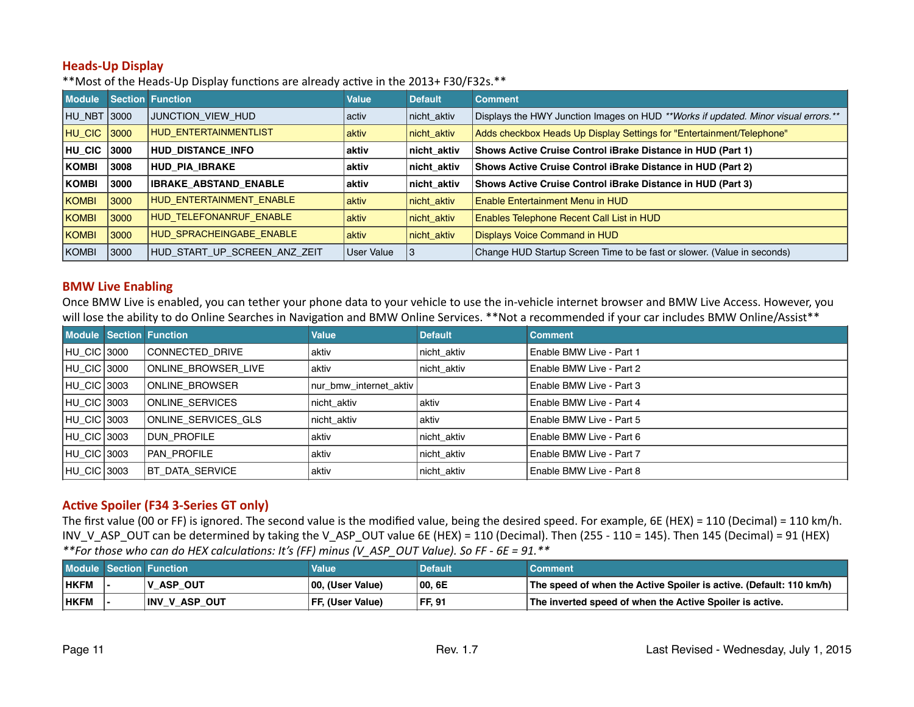## Heads-Up Display

**Most of the Heads-Up Display functions are already active in the 2013+ F30/F32s.**

| Module | Section | Function | Value | Default | Comment |
|---|---|---|---|---|---|
| HU_NBT | 3000 | JUNCTION_VIEW_HUD | activ | nicht_aktiv | Displays the HWY Junction Images on HUD ***Works if updated. Minor visual errors.*** |
| HU_CIC | 3000 | HUD_ENTERTAINMENTLIST | aktiv | nicht_aktiv | Adds checkbox Heads Up Display Settings for "Entertainment/Telephone" |
| **HU_CIC** | **3000** | **HUD_DISTANCE_INFO** | **aktiv** | **nicht_aktiv** | **Shows Active Cruise Control iBrake Distance in HUD (Part 1)** |
| **KOMBI** | **3008** | **HUD_PIA_IBRAKE** | **aktiv** | **nicht_aktiv** | **Shows Active Cruise Control iBrake Distance in HUD (Part 2)** |
| **KOMBI** | **3000** | **IBRAKE_ABSTAND_ENABLE** | **aktiv** | **nicht_aktiv** | **Shows Active Cruise Control iBrake Distance in HUD (Part 3)** |
| KOMBI | 3000 | HUD_ENTERTAINMENT_ENABLE | aktiv | nicht_aktiv | Enable Entertainment Menu in HUD |
| KOMBI | 3000 | HUD_TELEFONANRUF_ENABLE | aktiv | nicht_aktiv | Enables Telephone Recent Call List in HUD |
| KOMBI | 3000 | HUD_SPRACHEINGABE_ENABLE | aktiv | nicht_aktiv | Displays Voice Command in HUD |
| KOMBI | 3000 | HUD_START_UP_SCREEN_ANZ_ZEIT | User Value | 3 | Change HUD Startup Screen Time to be fast or slower. (Value in seconds) |

## BMW Live Enabling

Once BMW Live is enabled, you can tether your phone data to your vehicle to use the in-vehicle internet browser and BMW Live Access. However, you will lose the ability to do Online Searches in Navigation and BMW Online Services. **Not a recommended if your car includes BMW Online/Assist**

| Module | Section | Function | Value | Default | Comment |
|---|---|---|---|---|---|
| HU_CIC | 3000 | CONNECTED_DRIVE | aktiv | nicht_aktiv | Enable BMW Live - Part 1 |
| HU_CIC | 3000 | ONLINE_BROWSER_LIVE | aktiv | nicht_aktiv | Enable BMW Live - Part 2 |
| HU_CIC | 3003 | ONLINE_BROWSER | nur_bmw_internet_aktiv | | Enable BMW Live - Part 3 |
| HU_CIC | 3003 | ONLINE_SERVICES | nicht_aktiv | aktiv | Enable BMW Live - Part 4 |
| HU_CIC | 3003 | ONLINE_SERVICES_GLS | nicht_aktiv | aktiv | Enable BMW Live - Part 5 |
| HU_CIC | 3003 | DUN_PROFILE | aktiv | nicht_aktiv | Enable BMW Live - Part 6 |
| HU_CIC | 3003 | PAN_PROFILE | aktiv | nicht_aktiv | Enable BMW Live - Part 7 |
| HU_CIC | 3003 | BT_DATA_SERVICE | aktiv | nicht_aktiv | Enable BMW Live - Part 8 |

## Active Spoiler (F34 3-Series GT only)

The first value (00 or FF) is ignored. The second value is the modified value, being the desired speed. For example, 6E (HEX) = 110 (Decimal) = 110 km/h. INV_V_ASP_OUT can be determined by taking the V_ASP_OUT value 6E (HEX) = 110 (Decimal). Then (255 - 110 = 145). Then 145 (Decimal) = 91 (HEX)

***For those who can do HEX calculations: It's (FF) minus (V_ASP_OUT Value). So FF - 6E = 91.***

| Module | Section | Function | Value | Default | Comment |
|---|---|---|---|---|---|
| **HKFM** | **-** | **V_ASP_OUT** | **00, (User Value)** | **00, 6E** | **The speed of when the Active Spoiler is active. (Default: 110 km/h)** |
| **HKFM** | **-** | **INV_V_ASP_OUT** | **FF, (User Value)** | **FF, 91** | **The inverted speed of when the Active Spoiler is active.** |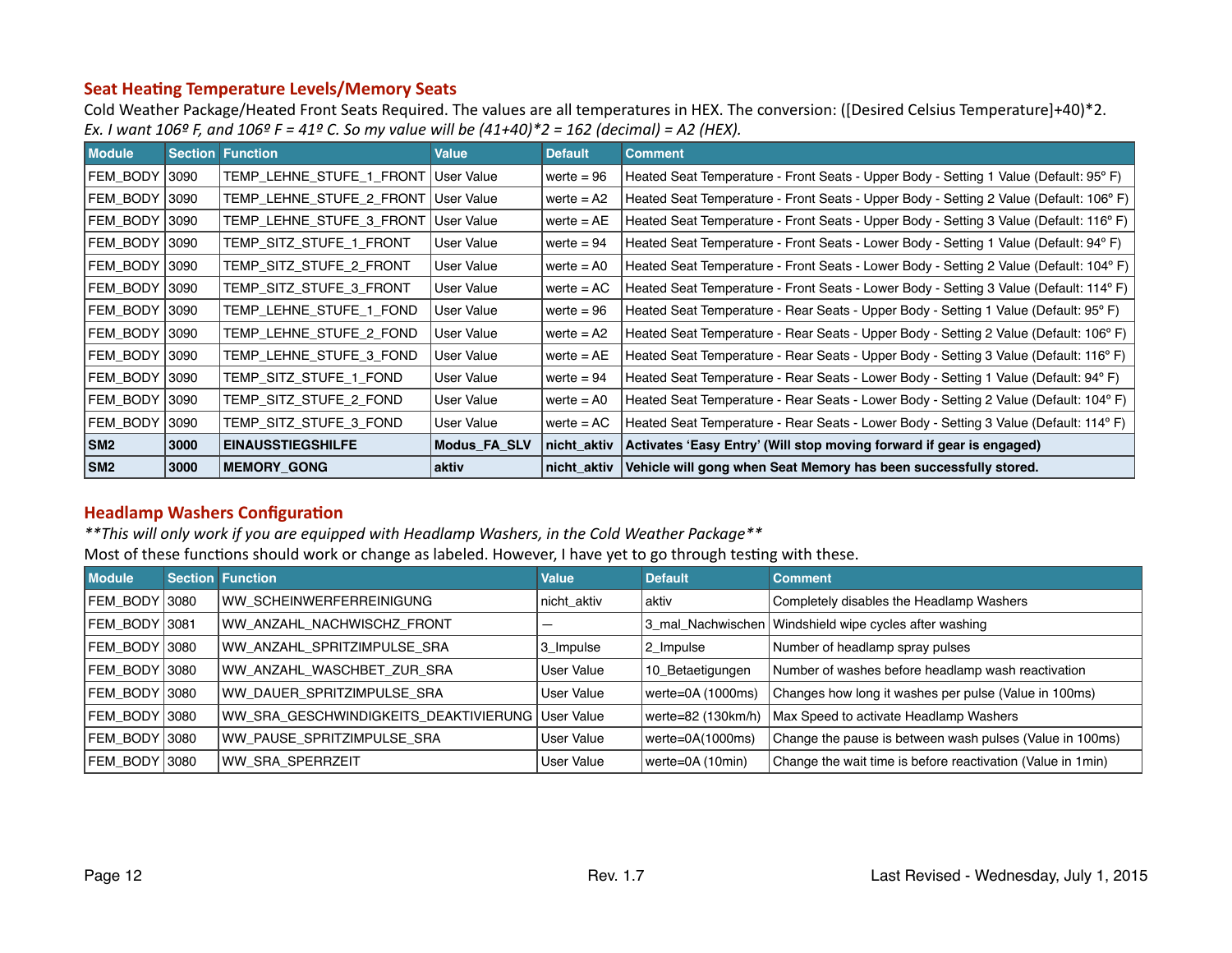## Seat Heating Temperature Levels/Memory Seats

Cold Weather Package/Heated Front Seats Required. The values are all temperatures in HEX. The conversion: ([Desired Celsius Temperature]+40)*2.
*Ex. I want 106º F, and 106º F = 41º C. So my value will be (41+40)*2 = 162 (decimal) = A2 (HEX).*

| Module | Section | Function | Value | Default | Comment |
|---|---|---|---|---|---|
| FEM_BODY | 3090 | TEMP_LEHNE_STUFE_1_FRONT | User Value | werte = 96 | Heated Seat Temperature - Front Seats - Upper Body - Setting 1 Value (Default: 95º F) |
| FEM_BODY | 3090 | TEMP_LEHNE_STUFE_2_FRONT | User Value | werte = A2 | Heated Seat Temperature - Front Seats - Upper Body - Setting 2 Value (Default: 106º F) |
| FEM_BODY | 3090 | TEMP_LEHNE_STUFE_3_FRONT | User Value | werte = AE | Heated Seat Temperature - Front Seats - Upper Body - Setting 3 Value (Default: 116º F) |
| FEM_BODY | 3090 | TEMP_SITZ_STUFE_1_FRONT | User Value | werte = 94 | Heated Seat Temperature - Front Seats - Lower Body - Setting 1 Value (Default: 94º F) |
| FEM_BODY | 3090 | TEMP_SITZ_STUFE_2_FRONT | User Value | werte = A0 | Heated Seat Temperature - Front Seats - Lower Body - Setting 2 Value (Default: 104º F) |
| FEM_BODY | 3090 | TEMP_SITZ_STUFE_3_FRONT | User Value | werte = AC | Heated Seat Temperature - Front Seats - Lower Body - Setting 3 Value (Default: 114º F) |
| FEM_BODY | 3090 | TEMP_LEHNE_STUFE_1_FOND | User Value | werte = 96 | Heated Seat Temperature - Rear Seats - Upper Body - Setting 1 Value (Default: 95º F) |
| FEM_BODY | 3090 | TEMP_LEHNE_STUFE_2_FOND | User Value | werte = A2 | Heated Seat Temperature - Rear Seats - Upper Body - Setting 2 Value (Default: 106º F) |
| FEM_BODY | 3090 | TEMP_LEHNE_STUFE_3_FOND | User Value | werte = AE | Heated Seat Temperature - Rear Seats - Upper Body - Setting 3 Value (Default: 116º F) |
| FEM_BODY | 3090 | TEMP_SITZ_STUFE_1_FOND | User Value | werte = 94 | Heated Seat Temperature - Rear Seats - Lower Body - Setting 1 Value (Default: 94º F) |
| FEM_BODY | 3090 | TEMP_SITZ_STUFE_2_FOND | User Value | werte = A0 | Heated Seat Temperature - Rear Seats - Lower Body - Setting 2 Value (Default: 104º F) |
| FEM_BODY | 3090 | TEMP_SITZ_STUFE_3_FOND | User Value | werte = AC | Heated Seat Temperature - Rear Seats - Lower Body - Setting 3 Value (Default: 114º F) |
| **SM2** | **3000** | **EINAUSSTIEGSHILFE** | **Modus_FA_SLV** | **nicht_aktiv** | **Activates 'Easy Entry' (Will stop moving forward if gear is engaged)** |
| **SM2** | **3000** | **MEMORY_GONG** | **aktiv** | **nicht_aktiv** | **Vehicle will gong when Seat Memory has been successfully stored.** |

## Headlamp Washers Configuration

*\*\*This will only work if you are equipped with Headlamp Washers, in the Cold Weather Package\*\**
Most of these functions should work or change as labeled. However, I have yet to go through testing with these.

| Module | Section | Function | Value | Default | Comment |
|---|---|---|---|---|---|
| FEM_BODY | 3080 | WW_SCHEINWERFERREINIGUNG | nicht_aktiv | aktiv | Completely disables the Headlamp Washers |
| FEM_BODY | 3081 | WW_ANZAHL_NACHWISCHZ_FRONT | — | 3_mal_Nachwischen | Windshield wipe cycles after washing |
| FEM_BODY | 3080 | WW_ANZAHL_SPRITZIMPULSE_SRA | 3_Impulse | 2_Impulse | Number of headlamp spray pulses |
| FEM_BODY | 3080 | WW_ANZAHL_WASCHBET_ZUR_SRA | User Value | 10_Betaetigungen | Number of washes before headlamp wash reactivation |
| FEM_BODY | 3080 | WW_DAUER_SPRITZIMPULSE_SRA | User Value | werte=0A (1000ms) | Changes how long it washes per pulse (Value in 100ms) |
| FEM_BODY | 3080 | WW_SRA_GESCHWINDIGKEITS_DEAKTIVIERUNG | User Value | werte=82 (130km/h) | Max Speed to activate Headlamp Washers |
| FEM_BODY | 3080 | WW_PAUSE_SPRITZIMPULSE_SRA | User Value | werte=0A(1000ms) | Change the pause is between wash pulses (Value in 100ms) |
| FEM_BODY | 3080 | WW_SRA_SPERRZEIT | User Value | werte=0A (10min) | Change the wait time is before reactivation (Value in 1min) |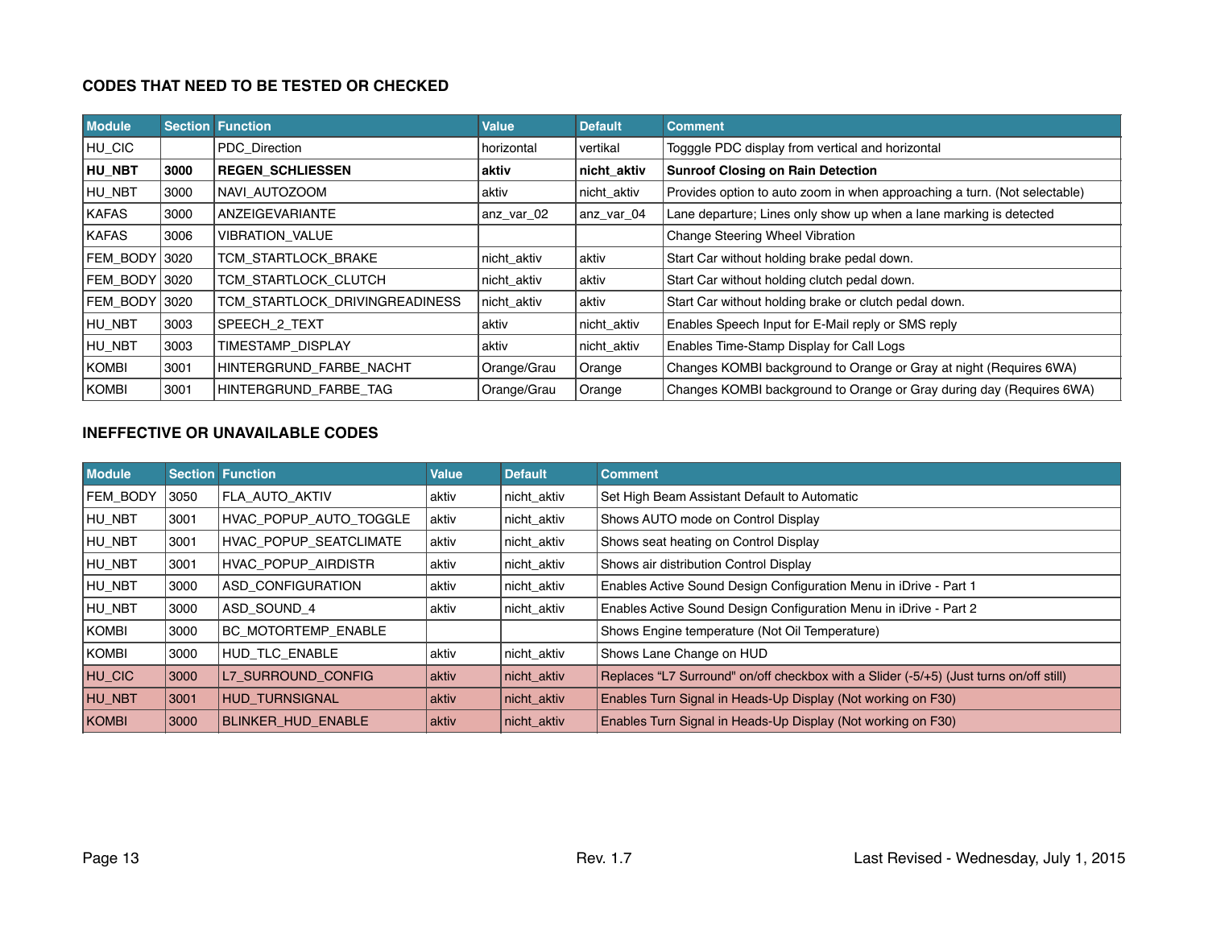### CODES THAT NEED TO BE TESTED OR CHECKED

| Module | Section | Function | Value | Default | Comment |
|---|---|---|---|---|---|
| HU_CIC | | PDC_Direction | horizontal | vertikal | Togggle PDC display from vertical and horizontal |
| **HU_NBT** | **3000** | **REGEN_SCHLIESSEN** | **aktiv** | **nicht_aktiv** | **Sunroof Closing on Rain Detection** |
| HU_NBT | 3000 | NAVI_AUTOZOOM | aktiv | nicht_aktiv | Provides option to auto zoom in when approaching a turn. (Not selectable) |
| KAFAS | 3000 | ANZEIGEVARIANTE | anz_var_02 | anz_var_04 | Lane departure; Lines only show up when a lane marking is detected |
| KAFAS | 3006 | VIBRATION_VALUE | | | Change Steering Wheel Vibration |
| FEM_BODY | 3020 | TCM_STARTLOCK_BRAKE | nicht_aktiv | aktiv | Start Car without holding brake pedal down. |
| FEM_BODY | 3020 | TCM_STARTLOCK_CLUTCH | nicht_aktiv | aktiv | Start Car without holding clutch pedal down. |
| FEM_BODY | 3020 | TCM_STARTLOCK_DRIVINGREADINESS | nicht_aktiv | aktiv | Start Car without holding brake or clutch pedal down. |
| HU_NBT | 3003 | SPEECH_2_TEXT | aktiv | nicht_aktiv | Enables Speech Input for E-Mail reply or SMS reply |
| HU_NBT | 3003 | TIMESTAMP_DISPLAY | aktiv | nicht_aktiv | Enables Time-Stamp Display for Call Logs |
| KOMBI | 3001 | HINTERGRUND_FARBE_NACHT | Orange/Grau | Orange | Changes KOMBI background to Orange or Gray at night (Requires 6WA) |
| KOMBI | 3001 | HINTERGRUND_FARBE_TAG | Orange/Grau | Orange | Changes KOMBI background to Orange or Gray during day (Requires 6WA) |

### INEFFECTIVE OR UNAVAILABLE CODES

| Module | Section | Function | Value | Default | Comment |
|---|---|---|---|---|---|
| FEM_BODY | 3050 | FLA_AUTO_AKTIV | aktiv | nicht_aktiv | Set High Beam Assistant Default to Automatic |
| HU_NBT | 3001 | HVAC_POPUP_AUTO_TOGGLE | aktiv | nicht_aktiv | Shows AUTO mode on Control Display |
| HU_NBT | 3001 | HVAC_POPUP_SEATCLIMATE | aktiv | nicht_aktiv | Shows seat heating on Control Display |
| HU_NBT | 3001 | HVAC_POPUP_AIRDISTR | aktiv | nicht_aktiv | Shows air distribution Control Display |
| HU_NBT | 3000 | ASD_CONFIGURATION | aktiv | nicht_aktiv | Enables Active Sound Design Configuration Menu in iDrive - Part 1 |
| HU_NBT | 3000 | ASD_SOUND_4 | aktiv | nicht_aktiv | Enables Active Sound Design Configuration Menu in iDrive - Part 2 |
| KOMBI | 3000 | BC_MOTORTEMP_ENABLE | | | Shows Engine temperature (Not Oil Temperature) |
| KOMBI | 3000 | HUD_TLC_ENABLE | aktiv | nicht_aktiv | Shows Lane Change on HUD |
| HU_CIC | 3000 | L7_SURROUND_CONFIG | aktiv | nicht_aktiv | Replaces "L7 Surround" on/off checkbox with a Slider (-5/+5) (Just turns on/off still) |
| HU_NBT | 3001 | HUD_TURNSIGNAL | aktiv | nicht_aktiv | Enables Turn Signal in Heads-Up Display (Not working on F30) |
| KOMBI | 3000 | BLINKER_HUD_ENABLE | aktiv | nicht_aktiv | Enables Turn Signal in Heads-Up Display (Not working on F30) |